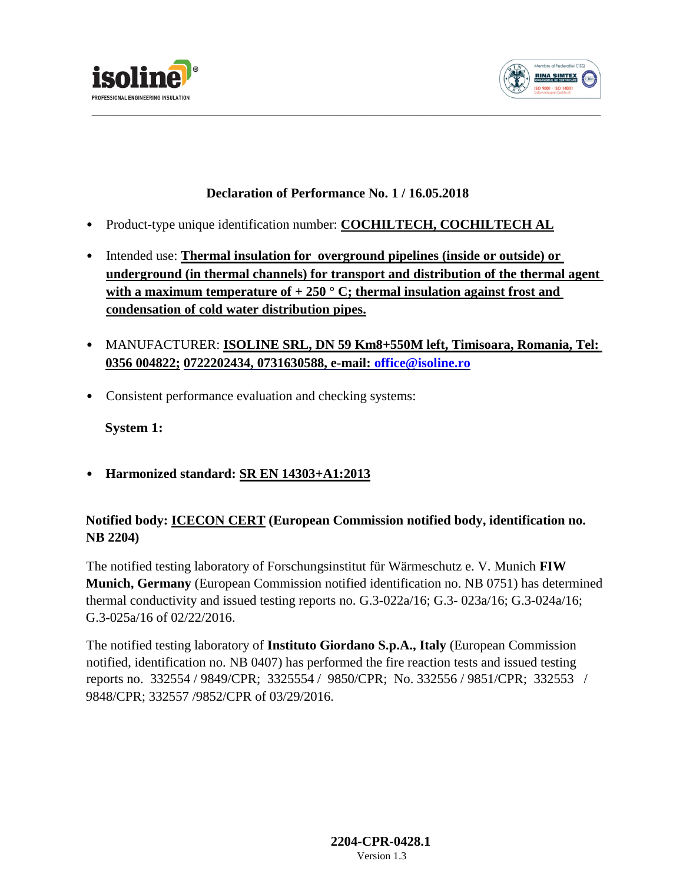isoline®
PROFESSIONAL ENGINEERING INSULATION

Membru al Federației CISQ
RINA SIMTEX
ISO 9001 · ISO 14001

## Declaration of Performance No. 1 / 16.05.2018

- Product-type unique identification number: **COCHILTECH, COCHILTECH AL**

- Intended use: **Thermal insulation for overground pipelines (inside or outside) or underground (in thermal channels) for transport and distribution of the thermal agent with a maximum temperature of + 250 ° C; thermal insulation against frost and condensation of cold water distribution pipes.**

- MANUFACTURER: **ISOLINE SRL, DN 59 Km8+550M left, Timisoara, Romania, Tel: 0356 004822; 0722202434, 0731630588, e-mail: office@isoline.ro**

- Consistent performance evaluation and checking systems:

  **System 1:**

- **Harmonized standard: SR EN 14303+A1:2013**

**Notified body: ICECON CERT (European Commission notified body, identification no. NB 2204)**

The notified testing laboratory of Forschungsinstitut für Wärmeschutz e. V. Munich **FIW Munich, Germany** (European Commission notified identification no. NB 0751) has determined thermal conductivity and issued testing reports no. G.3-022a/16; G.3- 023a/16; G.3-024a/16; G.3-025a/16 of 02/22/2016.

The notified testing laboratory of **Instituto Giordano S.p.A., Italy** (European Commission notified, identification no. NB 0407) has performed the fire reaction tests and issued testing reports no. 332554 / 9849/CPR; 3325554 / 9850/CPR; No. 332556 / 9851/CPR; 332553 / 9848/CPR; 332557 /9852/CPR of 03/29/2016.

**2204-CPR-0428.1**
Version 1.3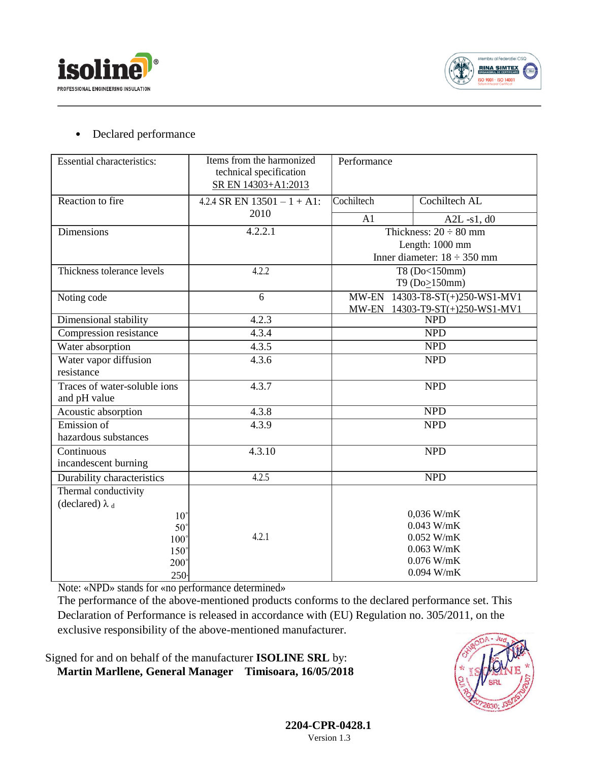- Declared performance

| Essential characteristics: | Items from the harmonized technical specification SR EN 14303+A1:2013 | Performance | |
|---|---|---|---|
| Reaction to fire | 4.2.4 SR EN 13501 – 1 + A1: 2010 | Cochiltech | Cochiltech AL |
| | | A1 | A2L -s1, d0 |
| Dimensions | 4.2.2.1 | Thickness: 20 ÷ 80 mm<br>Length: 1000 mm<br>Inner diameter: 18 ÷ 350 mm | |
| Thickness tolerance levels | 4.2.2 | T8 (Do<150mm)<br>T9 (Do≥150mm) | |
| Noting code | 6 | MW-EN 14303-T8-ST(+)250-WS1-MV1<br>MW-EN 14303-T9-ST(+)250-WS1-MV1 | |
| Dimensional stability | 4.2.3 | NPD | |
| Compression resistance | 4.3.4 | NPD | |
| Water absorption | 4.3.5 | NPD | |
| Water vapor diffusion resistance | 4.3.6 | NPD | |
| Traces of water-soluble ions and pH value | 4.3.7 | NPD | |
| Acoustic absorption | 4.3.8 | NPD | |
| Emission of hazardous substances | 4.3.9 | NPD | |
| Continuous incandescent burning | 4.3.10 | NPD | |
| Durability characteristics | 4.2.5 | NPD | |
| Thermal conductivity (declared) $\lambda_d$<br>10°<br>50°<br>100°<br>150°<br>200°<br>250° | 4.2.1 | 0,036 W/mK<br>0.043 W/mK<br>0.052 W/mK<br>0.063 W/mK<br>0.076 W/mK<br>0.094 W/mK | |

Note: «NPD» stands for «no performance determined»

The performance of the above-mentioned products conforms to the declared performance set. This Declaration of Performance is released in accordance with (EU) Regulation no. 305/2011, on the exclusive responsibility of the above-mentioned manufacturer.

Signed for and on behalf of the manufacturer **ISOLINE SRL** by:

**Martin Marllene, General Manager Timisoara, 16/05/2018**

**2204-CPR-0428.1**

Version 1.3